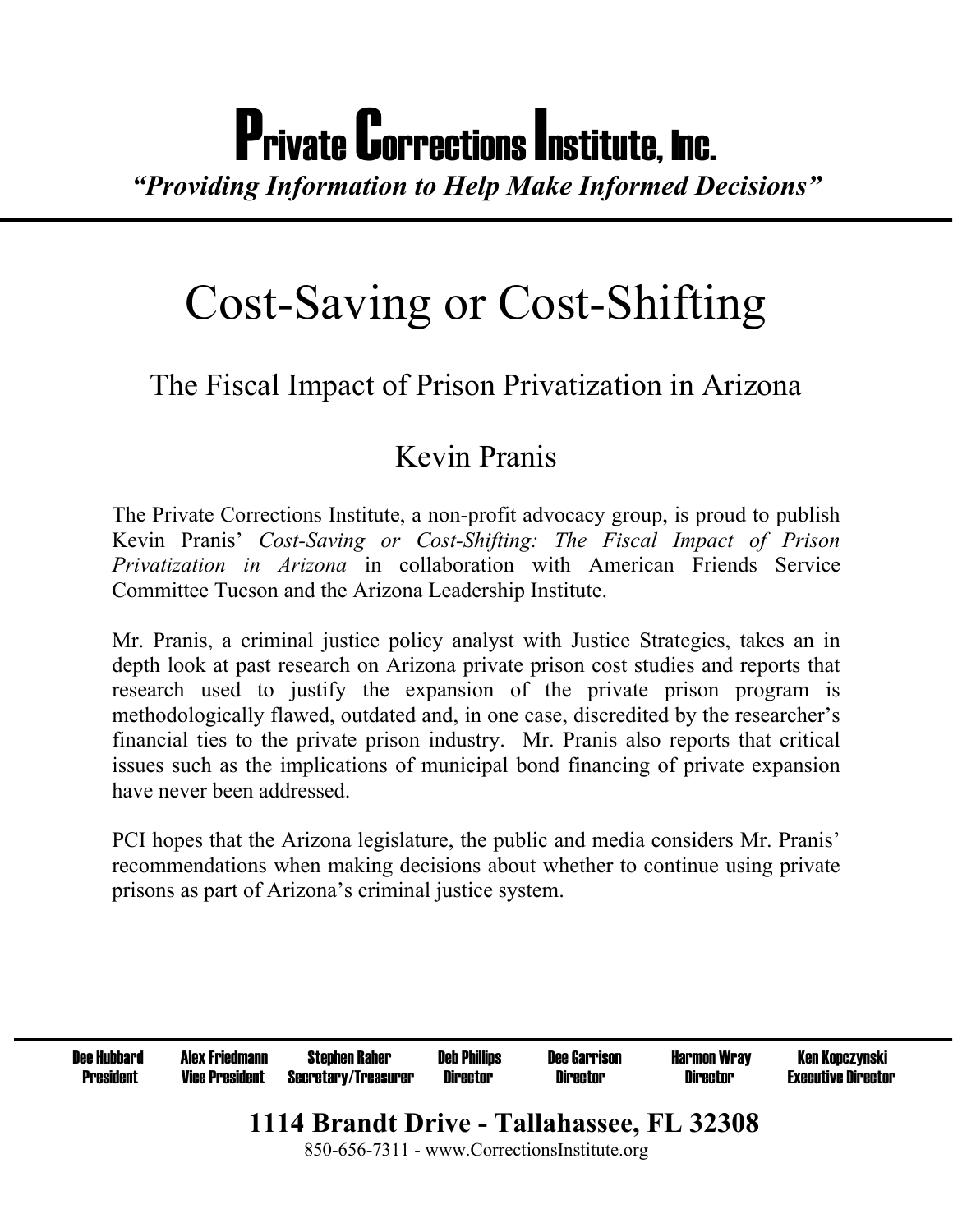# Private Corrections Institute, Inc.

*"Providing Information to Help Make Informed Decisions"*

# Cost-Saving or Cost-Shifting

## The Fiscal Impact of Prison Privatization in Arizona

## Kevin Pranis

The Private Corrections Institute, a non-profit advocacy group, is proud to publish Kevin Pranis' *Cost-Saving or Cost-Shifting: The Fiscal Impact of Prison Privatization in Arizona* in collaboration with American Friends Service Committee Tucson and the Arizona Leadership Institute.

Mr. Pranis, a criminal justice policy analyst with Justice Strategies, takes an in depth look at past research on Arizona private prison cost studies and reports that research used to justify the expansion of the private prison program is methodologically flawed, outdated and, in one case, discredited by the researcher's financial ties to the private prison industry. Mr. Pranis also reports that critical issues such as the implications of municipal bond financing of private expansion have never been addressed.

PCI hopes that the Arizona legislature, the public and media considers Mr. Pranis' recommendations when making decisions about whether to continue using private prisons as part of Arizona's criminal justice system.

| Dee Hubbard | Alex Friedmann | Stephen Raher | Deb Phillips | Dee Garrison | Harmon Wray | Ken Kopczynski |
|---|---|---|---|---|---|---|
| President | Vice President | Secretary/Treasurer | Director | Director | Director | Executive Director |

**1114 Brandt Drive - Tallahassee, FL 32308**

850-656-7311 - www.CorrectionsInstitute.org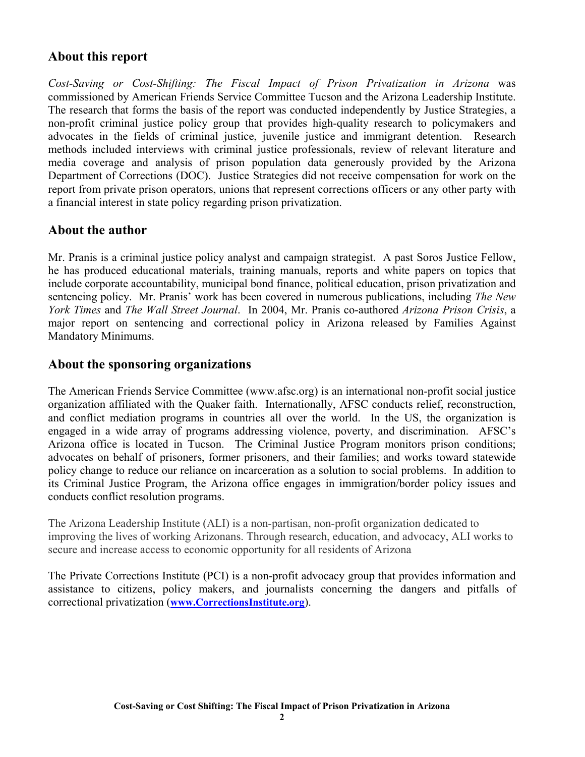## About this report

*Cost-Saving or Cost-Shifting: The Fiscal Impact of Prison Privatization in Arizona* was commissioned by American Friends Service Committee Tucson and the Arizona Leadership Institute. The research that forms the basis of the report was conducted independently by Justice Strategies, a non-profit criminal justice policy group that provides high-quality research to policymakers and advocates in the fields of criminal justice, juvenile justice and immigrant detention. Research methods included interviews with criminal justice professionals, review of relevant literature and media coverage and analysis of prison population data generously provided by the Arizona Department of Corrections (DOC). Justice Strategies did not receive compensation for work on the report from private prison operators, unions that represent corrections officers or any other party with a financial interest in state policy regarding prison privatization.

## About the author

Mr. Pranis is a criminal justice policy analyst and campaign strategist. A past Soros Justice Fellow, he has produced educational materials, training manuals, reports and white papers on topics that include corporate accountability, municipal bond finance, political education, prison privatization and sentencing policy. Mr. Pranis' work has been covered in numerous publications, including *The New York Times* and *The Wall Street Journal*. In 2004, Mr. Pranis co-authored *Arizona Prison Crisis*, a major report on sentencing and correctional policy in Arizona released by Families Against Mandatory Minimums.

## About the sponsoring organizations

The American Friends Service Committee (www.afsc.org) is an international non-profit social justice organization affiliated with the Quaker faith. Internationally, AFSC conducts relief, reconstruction, and conflict mediation programs in countries all over the world. In the US, the organization is engaged in a wide array of programs addressing violence, poverty, and discrimination. AFSC's Arizona office is located in Tucson. The Criminal Justice Program monitors prison conditions; advocates on behalf of prisoners, former prisoners, and their families; and works toward statewide policy change to reduce our reliance on incarceration as a solution to social problems. In addition to its Criminal Justice Program, the Arizona office engages in immigration/border policy issues and conducts conflict resolution programs.

The Arizona Leadership Institute (ALI) is a non-partisan, non-profit organization dedicated to improving the lives of working Arizonans. Through research, education, and advocacy, ALI works to secure and increase access to economic opportunity for all residents of Arizona

The Private Corrections Institute (PCI) is a non-profit advocacy group that provides information and assistance to citizens, policy makers, and journalists concerning the dangers and pitfalls of correctional privatization (**www.CorrectionsInstitute.org**).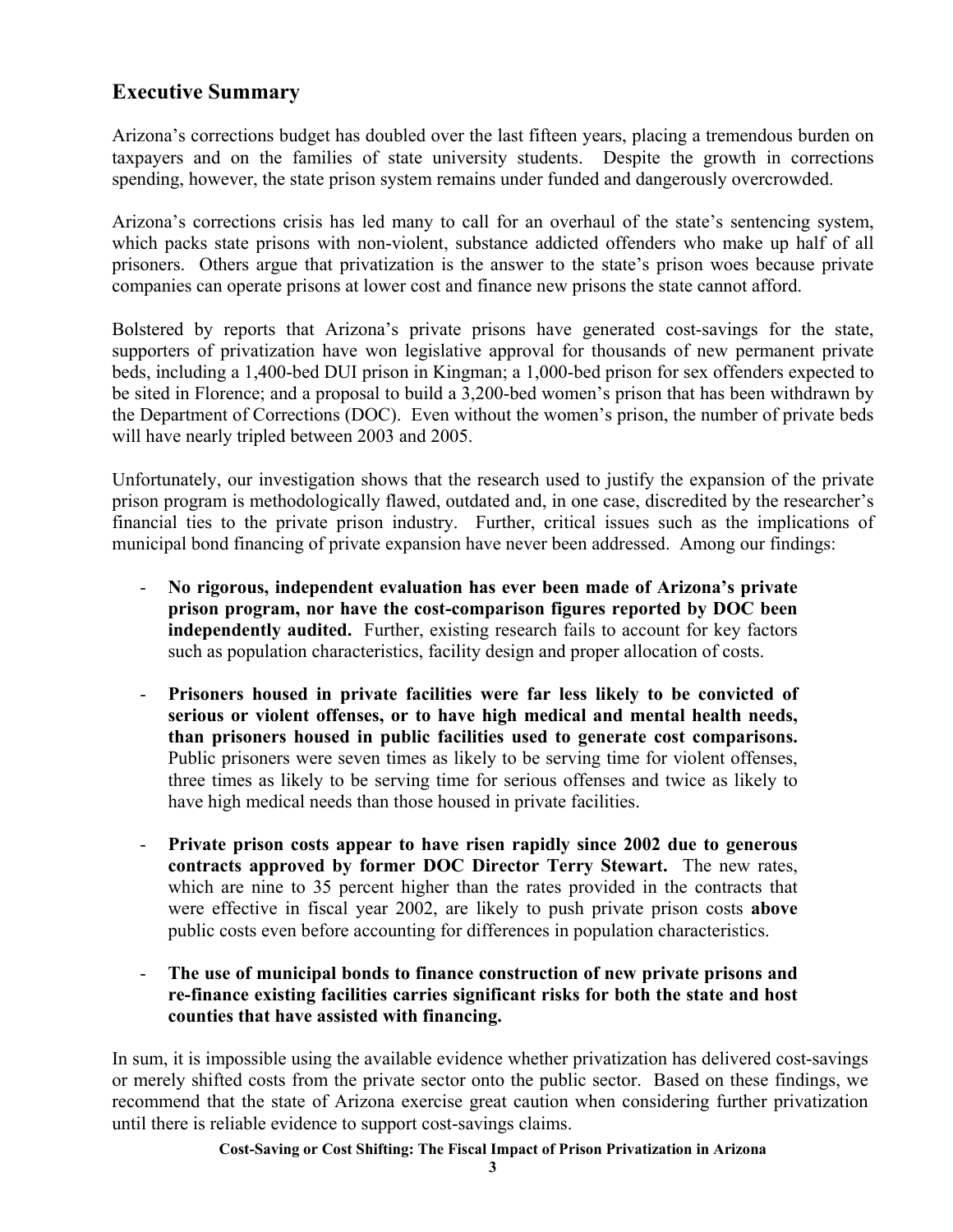## Executive Summary

Arizona's corrections budget has doubled over the last fifteen years, placing a tremendous burden on taxpayers and on the families of state university students. Despite the growth in corrections spending, however, the state prison system remains under funded and dangerously overcrowded.

Arizona's corrections crisis has led many to call for an overhaul of the state's sentencing system, which packs state prisons with non-violent, substance addicted offenders who make up half of all prisoners. Others argue that privatization is the answer to the state's prison woes because private companies can operate prisons at lower cost and finance new prisons the state cannot afford.

Bolstered by reports that Arizona's private prisons have generated cost-savings for the state, supporters of privatization have won legislative approval for thousands of new permanent private beds, including a 1,400-bed DUI prison in Kingman; a 1,000-bed prison for sex offenders expected to be sited in Florence; and a proposal to build a 3,200-bed women's prison that has been withdrawn by the Department of Corrections (DOC). Even without the women's prison, the number of private beds will have nearly tripled between 2003 and 2005.

Unfortunately, our investigation shows that the research used to justify the expansion of the private prison program is methodologically flawed, outdated and, in one case, discredited by the researcher's financial ties to the private prison industry. Further, critical issues such as the implications of municipal bond financing of private expansion have never been addressed. Among our findings:

- **No rigorous, independent evaluation has ever been made of Arizona's private prison program, nor have the cost-comparison figures reported by DOC been independently audited.** Further, existing research fails to account for key factors such as population characteristics, facility design and proper allocation of costs.

- **Prisoners housed in private facilities were far less likely to be convicted of serious or violent offenses, or to have high medical and mental health needs, than prisoners housed in public facilities used to generate cost comparisons.** Public prisoners were seven times as likely to be serving time for violent offenses, three times as likely to be serving time for serious offenses and twice as likely to have high medical needs than those housed in private facilities.

- **Private prison costs appear to have risen rapidly since 2002 due to generous contracts approved by former DOC Director Terry Stewart.** The new rates, which are nine to 35 percent higher than the rates provided in the contracts that were effective in fiscal year 2002, are likely to push private prison costs **above** public costs even before accounting for differences in population characteristics.

- **The use of municipal bonds to finance construction of new private prisons and re-finance existing facilities carries significant risks for both the state and host counties that have assisted with financing.**

In sum, it is impossible using the available evidence whether privatization has delivered cost-savings or merely shifted costs from the private sector onto the public sector. Based on these findings, we recommend that the state of Arizona exercise great caution when considering further privatization until there is reliable evidence to support cost-savings claims.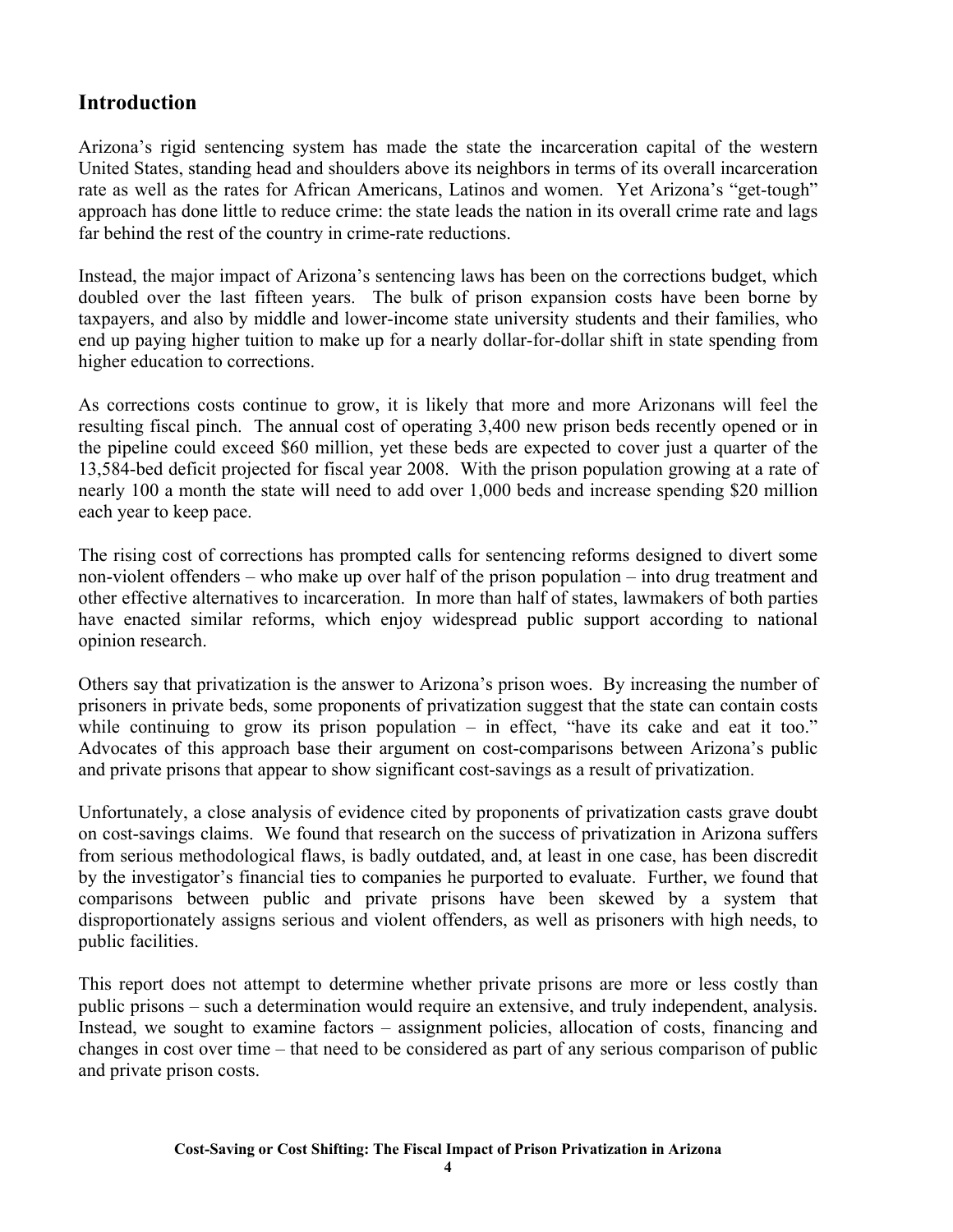## Introduction

Arizona's rigid sentencing system has made the state the incarceration capital of the western United States, standing head and shoulders above its neighbors in terms of its overall incarceration rate as well as the rates for African Americans, Latinos and women. Yet Arizona's "get-tough" approach has done little to reduce crime: the state leads the nation in its overall crime rate and lags far behind the rest of the country in crime-rate reductions.

Instead, the major impact of Arizona's sentencing laws has been on the corrections budget, which doubled over the last fifteen years. The bulk of prison expansion costs have been borne by taxpayers, and also by middle and lower-income state university students and their families, who end up paying higher tuition to make up for a nearly dollar-for-dollar shift in state spending from higher education to corrections.

As corrections costs continue to grow, it is likely that more and more Arizonans will feel the resulting fiscal pinch. The annual cost of operating 3,400 new prison beds recently opened or in the pipeline could exceed $60 million, yet these beds are expected to cover just a quarter of the 13,584-bed deficit projected for fiscal year 2008. With the prison population growing at a rate of nearly 100 a month the state will need to add over 1,000 beds and increase spending $20 million each year to keep pace.

The rising cost of corrections has prompted calls for sentencing reforms designed to divert some non-violent offenders – who make up over half of the prison population – into drug treatment and other effective alternatives to incarceration. In more than half of states, lawmakers of both parties have enacted similar reforms, which enjoy widespread public support according to national opinion research.

Others say that privatization is the answer to Arizona's prison woes. By increasing the number of prisoners in private beds, some proponents of privatization suggest that the state can contain costs while continuing to grow its prison population – in effect, "have its cake and eat it too." Advocates of this approach base their argument on cost-comparisons between Arizona's public and private prisons that appear to show significant cost-savings as a result of privatization.

Unfortunately, a close analysis of evidence cited by proponents of privatization casts grave doubt on cost-savings claims. We found that research on the success of privatization in Arizona suffers from serious methodological flaws, is badly outdated, and, at least in one case, has been discredit by the investigator's financial ties to companies he purported to evaluate. Further, we found that comparisons between public and private prisons have been skewed by a system that disproportionately assigns serious and violent offenders, as well as prisoners with high needs, to public facilities.

This report does not attempt to determine whether private prisons are more or less costly than public prisons – such a determination would require an extensive, and truly independent, analysis. Instead, we sought to examine factors – assignment policies, allocation of costs, financing and changes in cost over time – that need to be considered as part of any serious comparison of public and private prison costs.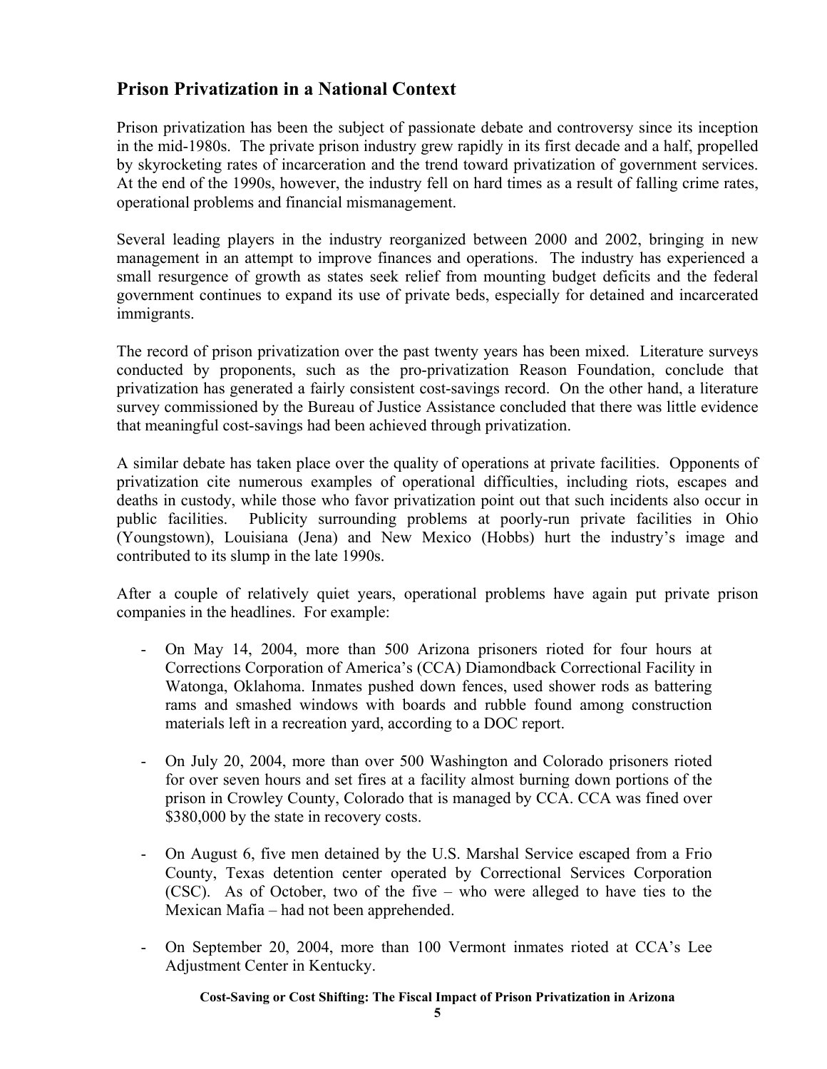## Prison Privatization in a National Context

Prison privatization has been the subject of passionate debate and controversy since its inception in the mid-1980s. The private prison industry grew rapidly in its first decade and a half, propelled by skyrocketing rates of incarceration and the trend toward privatization of government services. At the end of the 1990s, however, the industry fell on hard times as a result of falling crime rates, operational problems and financial mismanagement.

Several leading players in the industry reorganized between 2000 and 2002, bringing in new management in an attempt to improve finances and operations. The industry has experienced a small resurgence of growth as states seek relief from mounting budget deficits and the federal government continues to expand its use of private beds, especially for detained and incarcerated immigrants.

The record of prison privatization over the past twenty years has been mixed. Literature surveys conducted by proponents, such as the pro-privatization Reason Foundation, conclude that privatization has generated a fairly consistent cost-savings record. On the other hand, a literature survey commissioned by the Bureau of Justice Assistance concluded that there was little evidence that meaningful cost-savings had been achieved through privatization.

A similar debate has taken place over the quality of operations at private facilities. Opponents of privatization cite numerous examples of operational difficulties, including riots, escapes and deaths in custody, while those who favor privatization point out that such incidents also occur in public facilities. Publicity surrounding problems at poorly-run private facilities in Ohio (Youngstown), Louisiana (Jena) and New Mexico (Hobbs) hurt the industry's image and contributed to its slump in the late 1990s.

After a couple of relatively quiet years, operational problems have again put private prison companies in the headlines. For example:

- On May 14, 2004, more than 500 Arizona prisoners rioted for four hours at Corrections Corporation of America's (CCA) Diamondback Correctional Facility in Watonga, Oklahoma. Inmates pushed down fences, used shower rods as battering rams and smashed windows with boards and rubble found among construction materials left in a recreation yard, according to a DOC report.

- On July 20, 2004, more than over 500 Washington and Colorado prisoners rioted for over seven hours and set fires at a facility almost burning down portions of the prison in Crowley County, Colorado that is managed by CCA. CCA was fined over $380,000 by the state in recovery costs.

- On August 6, five men detained by the U.S. Marshal Service escaped from a Frio County, Texas detention center operated by Correctional Services Corporation (CSC). As of October, two of the five – who were alleged to have ties to the Mexican Mafia – had not been apprehended.

- On September 20, 2004, more than 100 Vermont inmates rioted at CCA's Lee Adjustment Center in Kentucky.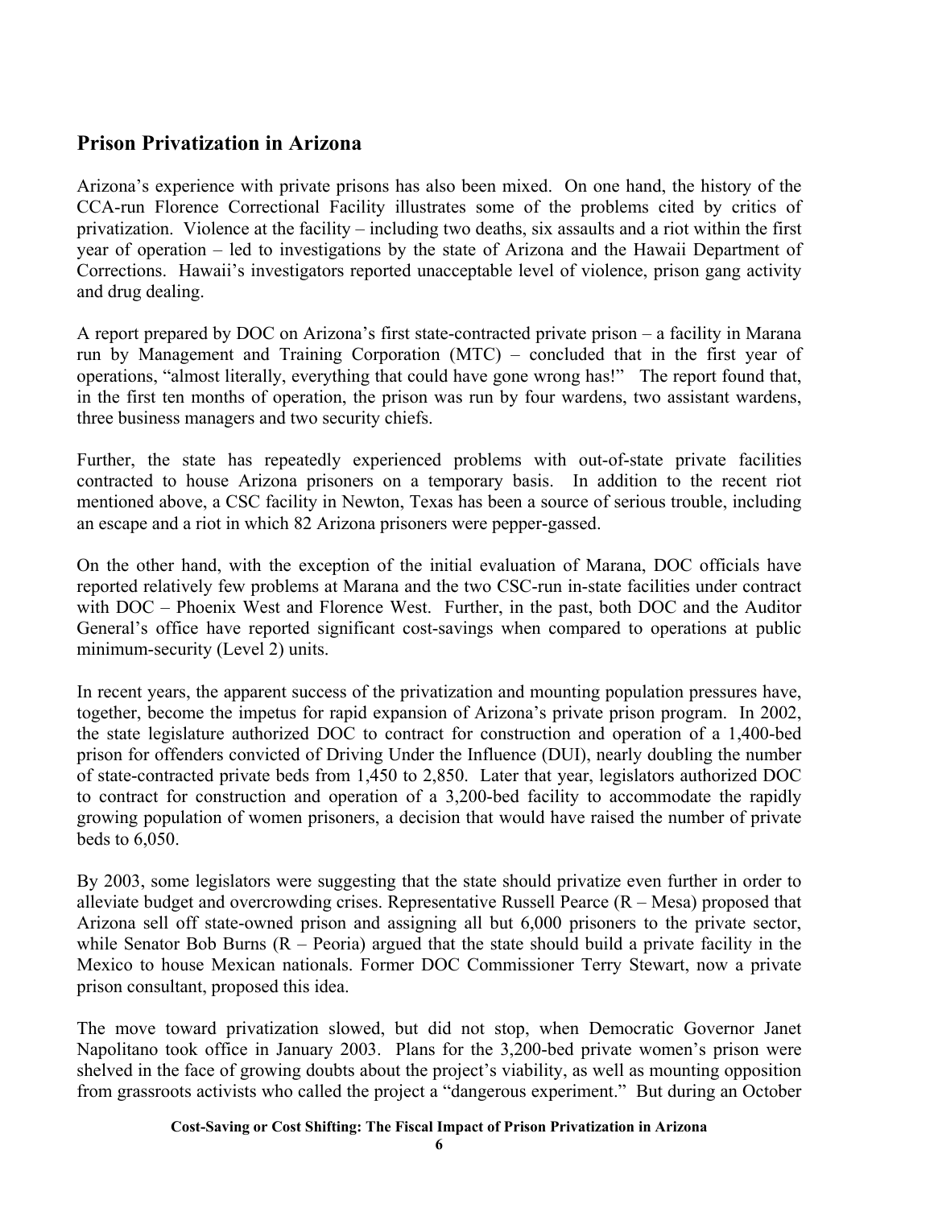## Prison Privatization in Arizona

Arizona's experience with private prisons has also been mixed. On one hand, the history of the CCA-run Florence Correctional Facility illustrates some of the problems cited by critics of privatization. Violence at the facility – including two deaths, six assaults and a riot within the first year of operation – led to investigations by the state of Arizona and the Hawaii Department of Corrections. Hawaii's investigators reported unacceptable level of violence, prison gang activity and drug dealing.

A report prepared by DOC on Arizona's first state-contracted private prison – a facility in Marana run by Management and Training Corporation (MTC) – concluded that in the first year of operations, "almost literally, everything that could have gone wrong has!" The report found that, in the first ten months of operation, the prison was run by four wardens, two assistant wardens, three business managers and two security chiefs.

Further, the state has repeatedly experienced problems with out-of-state private facilities contracted to house Arizona prisoners on a temporary basis. In addition to the recent riot mentioned above, a CSC facility in Newton, Texas has been a source of serious trouble, including an escape and a riot in which 82 Arizona prisoners were pepper-gassed.

On the other hand, with the exception of the initial evaluation of Marana, DOC officials have reported relatively few problems at Marana and the two CSC-run in-state facilities under contract with DOC – Phoenix West and Florence West. Further, in the past, both DOC and the Auditor General's office have reported significant cost-savings when compared to operations at public minimum-security (Level 2) units.

In recent years, the apparent success of the privatization and mounting population pressures have, together, become the impetus for rapid expansion of Arizona's private prison program. In 2002, the state legislature authorized DOC to contract for construction and operation of a 1,400-bed prison for offenders convicted of Driving Under the Influence (DUI), nearly doubling the number of state-contracted private beds from 1,450 to 2,850. Later that year, legislators authorized DOC to contract for construction and operation of a 3,200-bed facility to accommodate the rapidly growing population of women prisoners, a decision that would have raised the number of private beds to 6,050.

By 2003, some legislators were suggesting that the state should privatize even further in order to alleviate budget and overcrowding crises. Representative Russell Pearce (R – Mesa) proposed that Arizona sell off state-owned prison and assigning all but 6,000 prisoners to the private sector, while Senator Bob Burns (R – Peoria) argued that the state should build a private facility in the Mexico to house Mexican nationals. Former DOC Commissioner Terry Stewart, now a private prison consultant, proposed this idea.

The move toward privatization slowed, but did not stop, when Democratic Governor Janet Napolitano took office in January 2003. Plans for the 3,200-bed private women's prison were shelved in the face of growing doubts about the project's viability, as well as mounting opposition from grassroots activists who called the project a "dangerous experiment." But during an October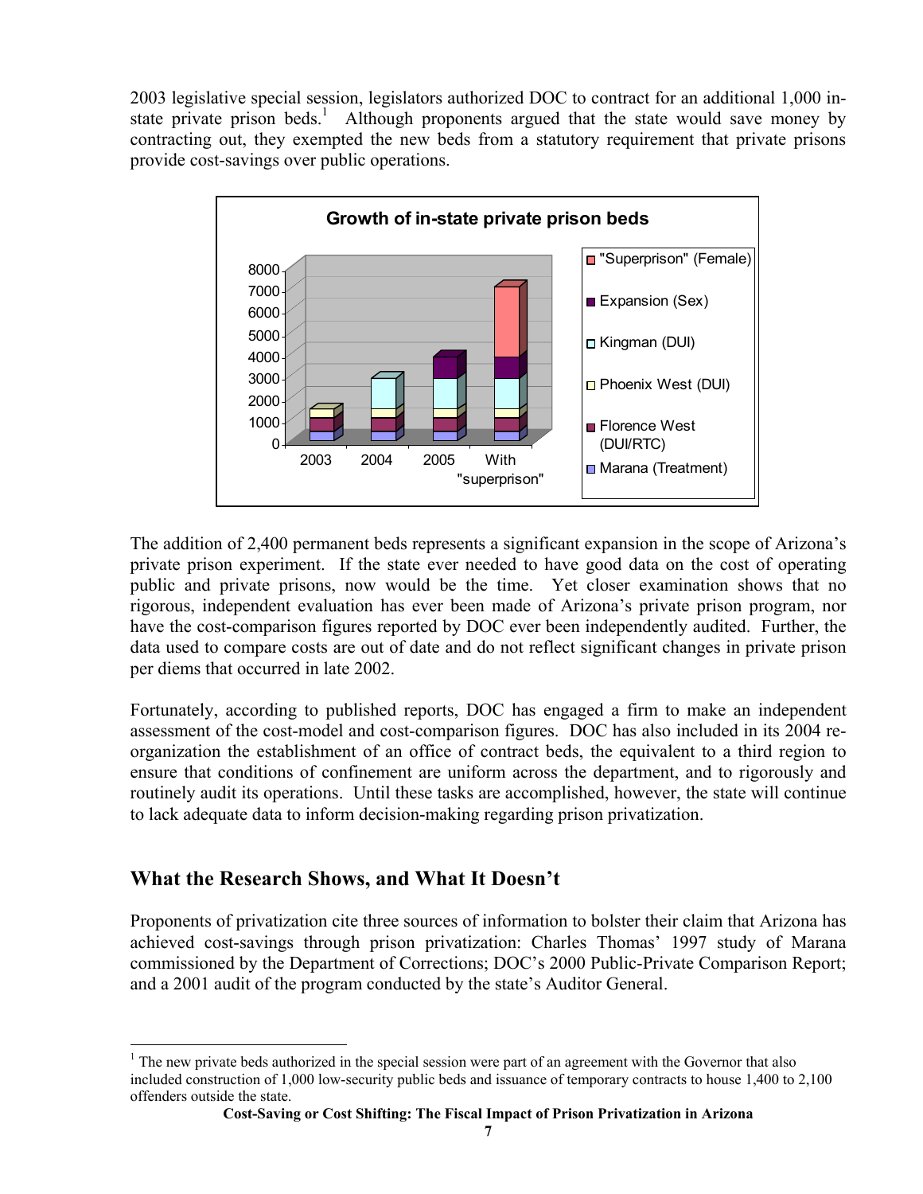2003 legislative special session, legislators authorized DOC to contract for an additional 1,000 in-state private prison beds.[1] Although proponents argued that the state would save money by contracting out, they exempted the new beds from a statutory requirement that private prisons provide cost-savings over public operations.

**Growth of in-state private prison beds**

The addition of 2,400 permanent beds represents a significant expansion in the scope of Arizona's private prison experiment. If the state ever needed to have good data on the cost of operating public and private prisons, now would be the time. Yet closer examination shows that no rigorous, independent evaluation has ever been made of Arizona's private prison program, nor have the cost-comparison figures reported by DOC ever been independently audited. Further, the data used to compare costs are out of date and do not reflect significant changes in private prison per diems that occurred in late 2002.

Fortunately, according to published reports, DOC has engaged a firm to make an independent assessment of the cost-model and cost-comparison figures. DOC has also included in its 2004 re-organization the establishment of an office of contract beds, the equivalent to a third region to ensure that conditions of confinement are uniform across the department, and to rigorously and routinely audit its operations. Until these tasks are accomplished, however, the state will continue to lack adequate data to inform decision-making regarding prison privatization.

## What the Research Shows, and What It Doesn't

Proponents of privatization cite three sources of information to bolster their claim that Arizona has achieved cost-savings through prison privatization: Charles Thomas' 1997 study of Marana commissioned by the Department of Corrections; DOC's 2000 Public-Private Comparison Report; and a 2001 audit of the program conducted by the state's Auditor General.

[1] The new private beds authorized in the special session were part of an agreement with the Governor that also included construction of 1,000 low-security public beds and issuance of temporary contracts to house 1,400 to 2,100 offenders outside the state.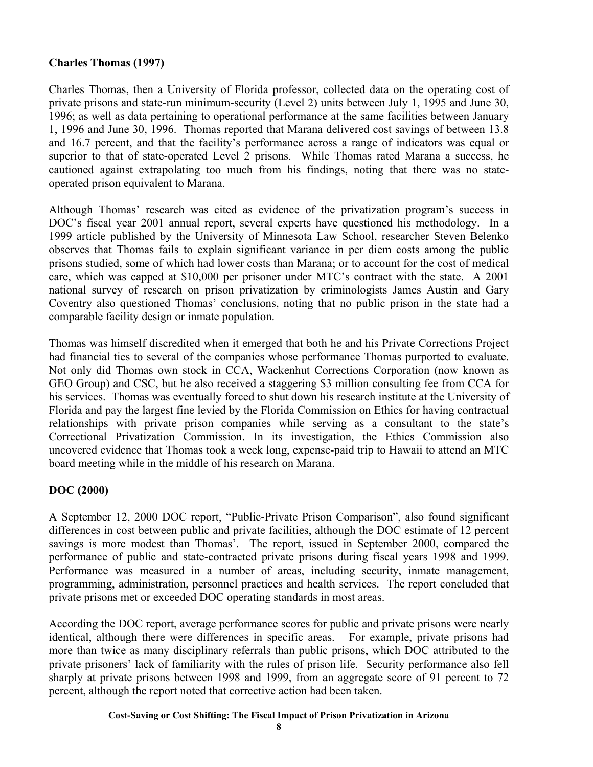**Charles Thomas (1997)**

Charles Thomas, then a University of Florida professor, collected data on the operating cost of private prisons and state-run minimum-security (Level 2) units between July 1, 1995 and June 30, 1996; as well as data pertaining to operational performance at the same facilities between January 1, 1996 and June 30, 1996. Thomas reported that Marana delivered cost savings of between 13.8 and 16.7 percent, and that the facility's performance across a range of indicators was equal or superior to that of state-operated Level 2 prisons. While Thomas rated Marana a success, he cautioned against extrapolating too much from his findings, noting that there was no state-operated prison equivalent to Marana.

Although Thomas' research was cited as evidence of the privatization program's success in DOC's fiscal year 2001 annual report, several experts have questioned his methodology. In a 1999 article published by the University of Minnesota Law School, researcher Steven Belenko observes that Thomas fails to explain significant variance in per diem costs among the public prisons studied, some of which had lower costs than Marana; or to account for the cost of medical care, which was capped at $10,000 per prisoner under MTC's contract with the state. A 2001 national survey of research on prison privatization by criminologists James Austin and Gary Coventry also questioned Thomas' conclusions, noting that no public prison in the state had a comparable facility design or inmate population.

Thomas was himself discredited when it emerged that both he and his Private Corrections Project had financial ties to several of the companies whose performance Thomas purported to evaluate. Not only did Thomas own stock in CCA, Wackenhut Corrections Corporation (now known as GEO Group) and CSC, but he also received a staggering $3 million consulting fee from CCA for his services. Thomas was eventually forced to shut down his research institute at the University of Florida and pay the largest fine levied by the Florida Commission on Ethics for having contractual relationships with private prison companies while serving as a consultant to the state's Correctional Privatization Commission. In its investigation, the Ethics Commission also uncovered evidence that Thomas took a week long, expense-paid trip to Hawaii to attend an MTC board meeting while in the middle of his research on Marana.

**DOC (2000)**

A September 12, 2000 DOC report, "Public-Private Prison Comparison", also found significant differences in cost between public and private facilities, although the DOC estimate of 12 percent savings is more modest than Thomas'. The report, issued in September 2000, compared the performance of public and state-contracted private prisons during fiscal years 1998 and 1999. Performance was measured in a number of areas, including security, inmate management, programming, administration, personnel practices and health services. The report concluded that private prisons met or exceeded DOC operating standards in most areas.

According the DOC report, average performance scores for public and private prisons were nearly identical, although there were differences in specific areas. For example, private prisons had more than twice as many disciplinary referrals than public prisons, which DOC attributed to the private prisoners' lack of familiarity with the rules of prison life. Security performance also fell sharply at private prisons between 1998 and 1999, from an aggregate score of 91 percent to 72 percent, although the report noted that corrective action had been taken.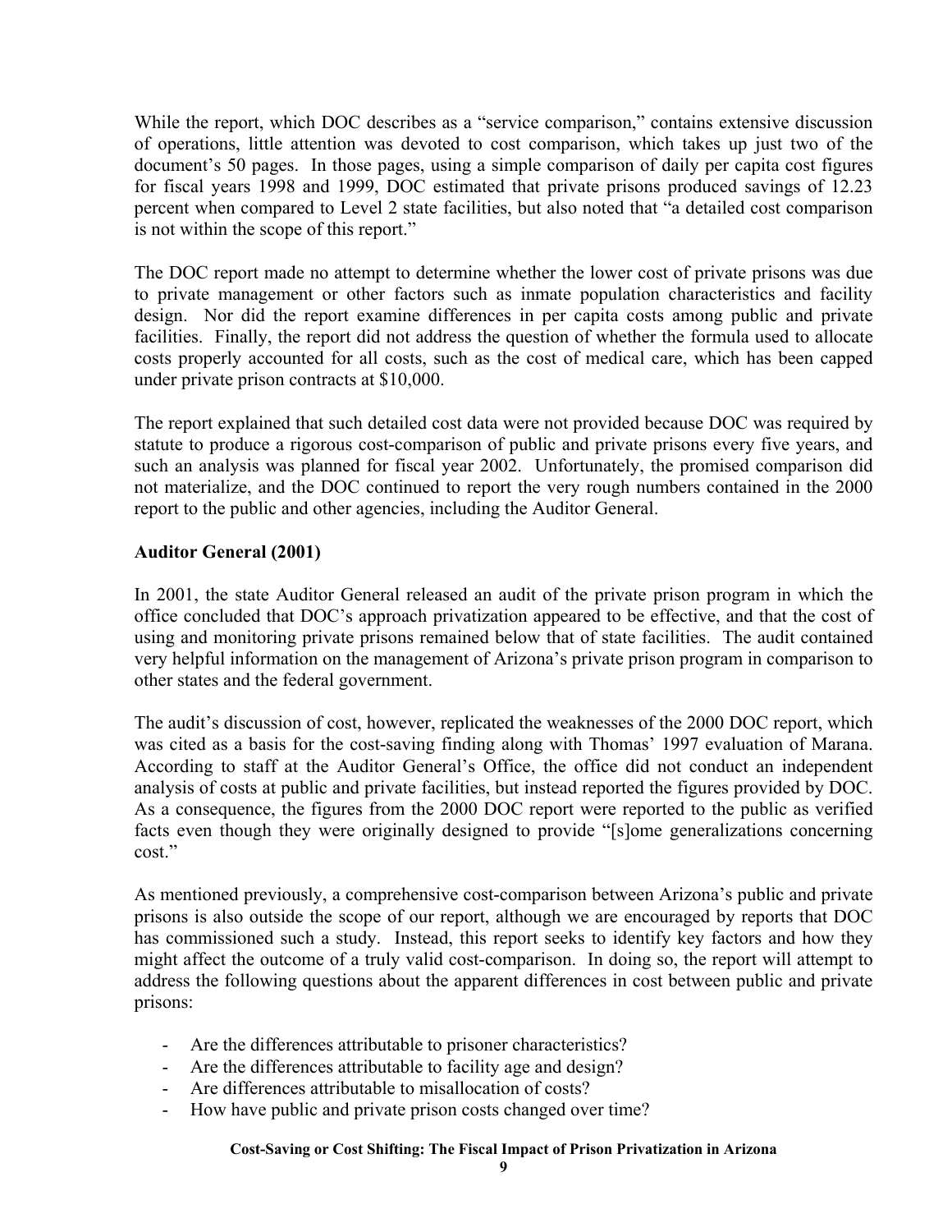While the report, which DOC describes as a "service comparison," contains extensive discussion of operations, little attention was devoted to cost comparison, which takes up just two of the document's 50 pages. In those pages, using a simple comparison of daily per capita cost figures for fiscal years 1998 and 1999, DOC estimated that private prisons produced savings of 12.23 percent when compared to Level 2 state facilities, but also noted that "a detailed cost comparison is not within the scope of this report."

The DOC report made no attempt to determine whether the lower cost of private prisons was due to private management or other factors such as inmate population characteristics and facility design. Nor did the report examine differences in per capita costs among public and private facilities. Finally, the report did not address the question of whether the formula used to allocate costs properly accounted for all costs, such as the cost of medical care, which has been capped under private prison contracts at $10,000.

The report explained that such detailed cost data were not provided because DOC was required by statute to produce a rigorous cost-comparison of public and private prisons every five years, and such an analysis was planned for fiscal year 2002. Unfortunately, the promised comparison did not materialize, and the DOC continued to report the very rough numbers contained in the 2000 report to the public and other agencies, including the Auditor General.

**Auditor General (2001)**

In 2001, the state Auditor General released an audit of the private prison program in which the office concluded that DOC's approach privatization appeared to be effective, and that the cost of using and monitoring private prisons remained below that of state facilities. The audit contained very helpful information on the management of Arizona's private prison program in comparison to other states and the federal government.

The audit's discussion of cost, however, replicated the weaknesses of the 2000 DOC report, which was cited as a basis for the cost-saving finding along with Thomas' 1997 evaluation of Marana. According to staff at the Auditor General's Office, the office did not conduct an independent analysis of costs at public and private facilities, but instead reported the figures provided by DOC. As a consequence, the figures from the 2000 DOC report were reported to the public as verified facts even though they were originally designed to provide "[s]ome generalizations concerning cost."

As mentioned previously, a comprehensive cost-comparison between Arizona's public and private prisons is also outside the scope of our report, although we are encouraged by reports that DOC has commissioned such a study. Instead, this report seeks to identify key factors and how they might affect the outcome of a truly valid cost-comparison. In doing so, the report will attempt to address the following questions about the apparent differences in cost between public and private prisons:

- Are the differences attributable to prisoner characteristics?
- Are the differences attributable to facility age and design?
- Are differences attributable to misallocation of costs?
- How have public and private prison costs changed over time?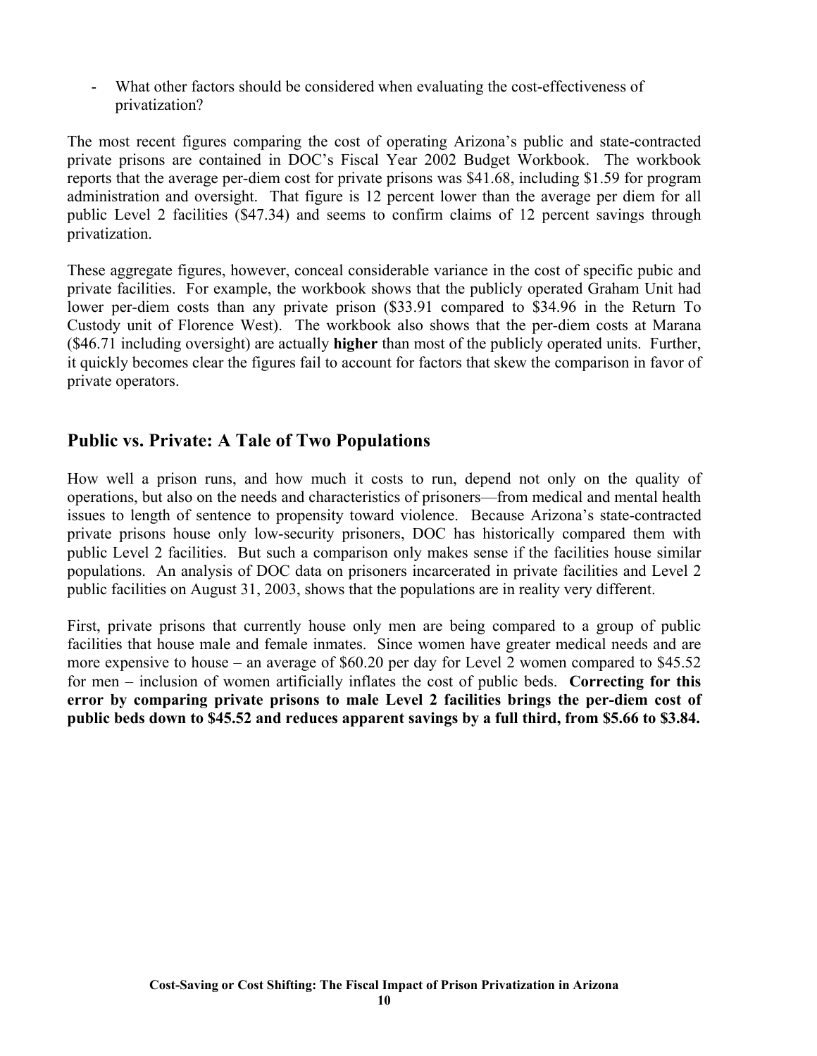- What other factors should be considered when evaluating the cost-effectiveness of privatization?

The most recent figures comparing the cost of operating Arizona's public and state-contracted private prisons are contained in DOC's Fiscal Year 2002 Budget Workbook. The workbook reports that the average per-diem cost for private prisons was $41.68, including $1.59 for program administration and oversight. That figure is 12 percent lower than the average per diem for all public Level 2 facilities ($47.34) and seems to confirm claims of 12 percent savings through privatization.

These aggregate figures, however, conceal considerable variance in the cost of specific pubic and private facilities. For example, the workbook shows that the publicly operated Graham Unit had lower per-diem costs than any private prison ($33.91 compared to $34.96 in the Return To Custody unit of Florence West). The workbook also shows that the per-diem costs at Marana ($46.71 including oversight) are actually **higher** than most of the publicly operated units. Further, it quickly becomes clear the figures fail to account for factors that skew the comparison in favor of private operators.

## Public vs. Private: A Tale of Two Populations

How well a prison runs, and how much it costs to run, depend not only on the quality of operations, but also on the needs and characteristics of prisoners—from medical and mental health issues to length of sentence to propensity toward violence. Because Arizona's state-contracted private prisons house only low-security prisoners, DOC has historically compared them with public Level 2 facilities. But such a comparison only makes sense if the facilities house similar populations. An analysis of DOC data on prisoners incarcerated in private facilities and Level 2 public facilities on August 31, 2003, shows that the populations are in reality very different.

First, private prisons that currently house only men are being compared to a group of public facilities that house male and female inmates. Since women have greater medical needs and are more expensive to house – an average of $60.20 per day for Level 2 women compared to $45.52 for men – inclusion of women artificially inflates the cost of public beds. **Correcting for this error by comparing private prisons to male Level 2 facilities brings the per-diem cost of public beds down to $45.52 and reduces apparent savings by a full third, from $5.66 to $3.84.**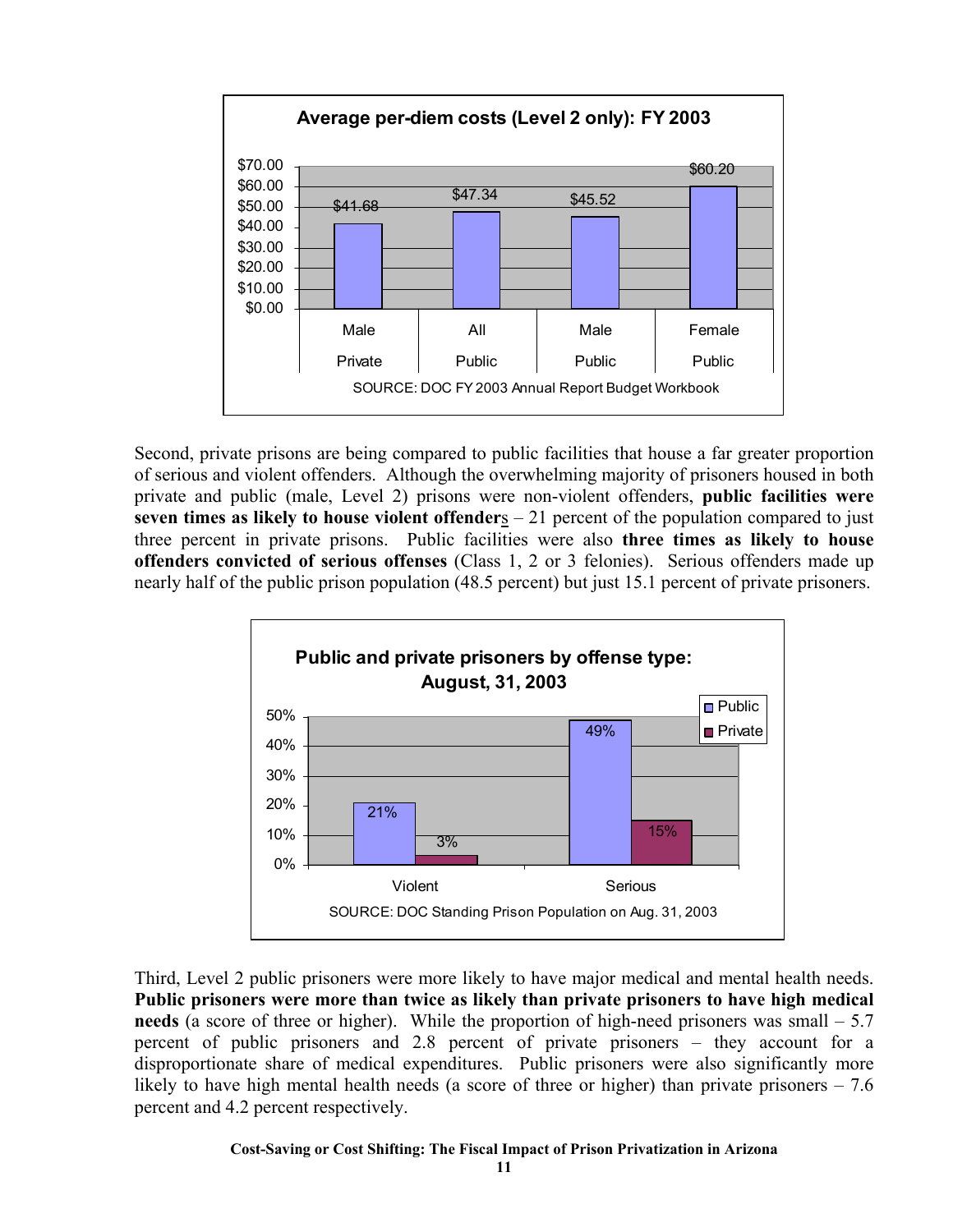**Average per-diem costs (Level 2 only): FY 2003**

| | Male Private | All Public | Male Public | Female Public |
|---|---|---|---|---|
| Per-diem cost | $41.68 | $47.34 | $45.52 | $60.20 |

SOURCE: DOC FY 2003 Annual Report Budget Workbook

Second, private prisons are being compared to public facilities that house a far greater proportion of serious and violent offenders. Although the overwhelming majority of prisoners housed in both private and public (male, Level 2) prisons were non-violent offenders, **public facilities were seven times as likely to house violent offenders** – 21 percent of the population compared to just three percent in private prisons. Public facilities were also **three times as likely to house offenders convicted of serious offenses** (Class 1, 2 or 3 felonies). Serious offenders made up nearly half of the public prison population (48.5 percent) but just 15.1 percent of private prisoners.

**Public and private prisoners by offense type: August, 31, 2003**

| | Public | Private |
|---|---|---|
| Violent | 21% | 3% |
| Serious | 49% | 15% |

SOURCE: DOC Standing Prison Population on Aug. 31, 2003

Third, Level 2 public prisoners were more likely to have major medical and mental health needs. **Public prisoners were more than twice as likely than private prisoners to have high medical needs** (a score of three or higher). While the proportion of high-need prisoners was small – 5.7 percent of public prisoners and 2.8 percent of private prisoners – they account for a disproportionate share of medical expenditures. Public prisoners were also significantly more likely to have high mental health needs (a score of three or higher) than private prisoners – 7.6 percent and 4.2 percent respectively.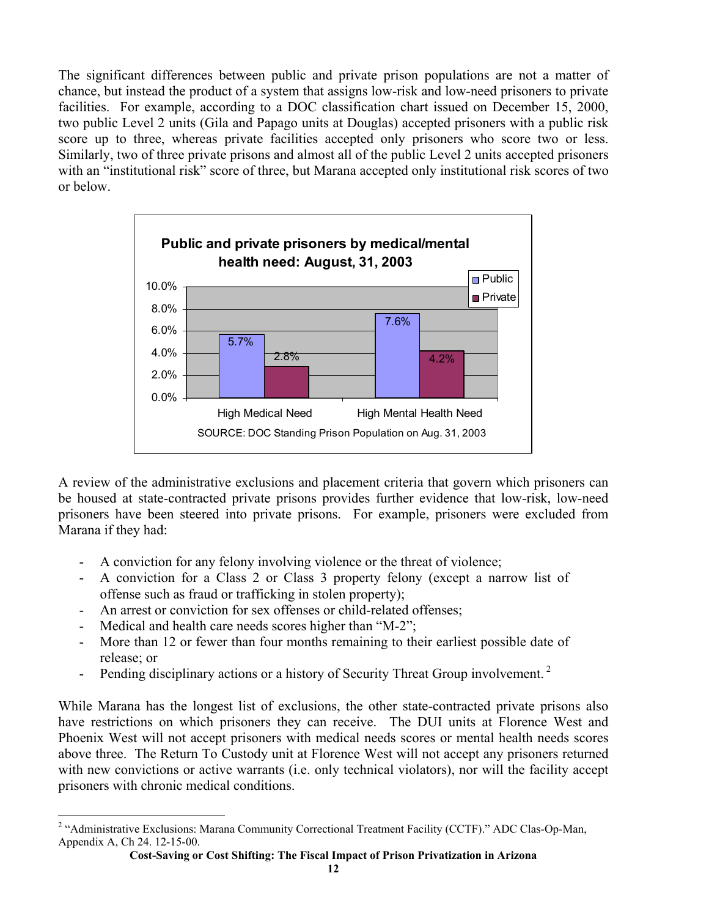The significant differences between public and private prison populations are not a matter of chance, but instead the product of a system that assigns low-risk and low-need prisoners to private facilities. For example, according to a DOC classification chart issued on December 15, 2000, two public Level 2 units (Gila and Papago units at Douglas) accepted prisoners with a public risk score up to three, whereas private facilities accepted only prisoners who score two or less. Similarly, two of three private prisons and almost all of the public Level 2 units accepted prisoners with an "institutional risk" score of three, but Marana accepted only institutional risk scores of two or below.

**Public and private prisoners by medical/mental health need: August, 31, 2003**

| | Public | Private |
|---|---|---|
| High Medical Need | 5.7% | 2.8% |
| High Mental Health Need | 7.6% | 4.2% |

SOURCE: DOC Standing Prison Population on Aug. 31, 2003

A review of the administrative exclusions and placement criteria that govern which prisoners can be housed at state-contracted private prisons provides further evidence that low-risk, low-need prisoners have been steered into private prisons. For example, prisoners were excluded from Marana if they had:

- A conviction for any felony involving violence or the threat of violence;
- A conviction for a Class 2 or Class 3 property felony (except a narrow list of offense such as fraud or trafficking in stolen property);
- An arrest or conviction for sex offenses or child-related offenses;
- Medical and health care needs scores higher than "M-2";
- More than 12 or fewer than four months remaining to their earliest possible date of release; or
- Pending disciplinary actions or a history of Security Threat Group involvement. [2]

While Marana has the longest list of exclusions, the other state-contracted private prisons also have restrictions on which prisoners they can receive. The DUI units at Florence West and Phoenix West will not accept prisoners with medical needs scores or mental health needs scores above three. The Return To Custody unit at Florence West will not accept any prisoners returned with new convictions or active warrants (i.e. only technical violators), nor will the facility accept prisoners with chronic medical conditions.

[2] "Administrative Exclusions: Marana Community Correctional Treatment Facility (CCTF)." ADC Clas-Op-Man, Appendix A, Ch 24. 12-15-00.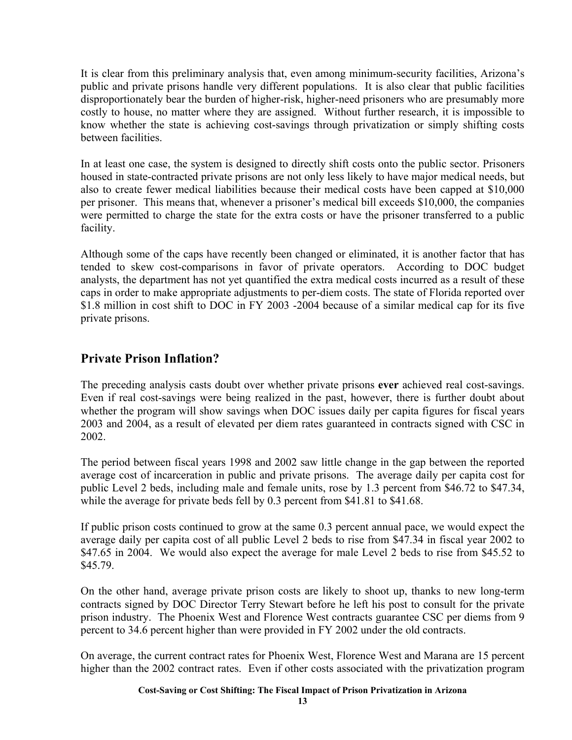It is clear from this preliminary analysis that, even among minimum-security facilities, Arizona's public and private prisons handle very different populations. It is also clear that public facilities disproportionately bear the burden of higher-risk, higher-need prisoners who are presumably more costly to house, no matter where they are assigned. Without further research, it is impossible to know whether the state is achieving cost-savings through privatization or simply shifting costs between facilities.

In at least one case, the system is designed to directly shift costs onto the public sector. Prisoners housed in state-contracted private prisons are not only less likely to have major medical needs, but also to create fewer medical liabilities because their medical costs have been capped at $10,000 per prisoner. This means that, whenever a prisoner's medical bill exceeds $10,000, the companies were permitted to charge the state for the extra costs or have the prisoner transferred to a public facility.

Although some of the caps have recently been changed or eliminated, it is another factor that has tended to skew cost-comparisons in favor of private operators. According to DOC budget analysts, the department has not yet quantified the extra medical costs incurred as a result of these caps in order to make appropriate adjustments to per-diem costs. The state of Florida reported over $1.8 million in cost shift to DOC in FY 2003 -2004 because of a similar medical cap for its five private prisons.

## Private Prison Inflation?

The preceding analysis casts doubt over whether private prisons **ever** achieved real cost-savings. Even if real cost-savings were being realized in the past, however, there is further doubt about whether the program will show savings when DOC issues daily per capita figures for fiscal years 2003 and 2004, as a result of elevated per diem rates guaranteed in contracts signed with CSC in 2002.

The period between fiscal years 1998 and 2002 saw little change in the gap between the reported average cost of incarceration in public and private prisons. The average daily per capita cost for public Level 2 beds, including male and female units, rose by 1.3 percent from $46.72 to $47.34, while the average for private beds fell by 0.3 percent from $41.81 to $41.68.

If public prison costs continued to grow at the same 0.3 percent annual pace, we would expect the average daily per capita cost of all public Level 2 beds to rise from $47.34 in fiscal year 2002 to $47.65 in 2004. We would also expect the average for male Level 2 beds to rise from $45.52 to $45.79.

On the other hand, average private prison costs are likely to shoot up, thanks to new long-term contracts signed by DOC Director Terry Stewart before he left his post to consult for the private prison industry. The Phoenix West and Florence West contracts guarantee CSC per diems from 9 percent to 34.6 percent higher than were provided in FY 2002 under the old contracts.

On average, the current contract rates for Phoenix West, Florence West and Marana are 15 percent higher than the 2002 contract rates. Even if other costs associated with the privatization program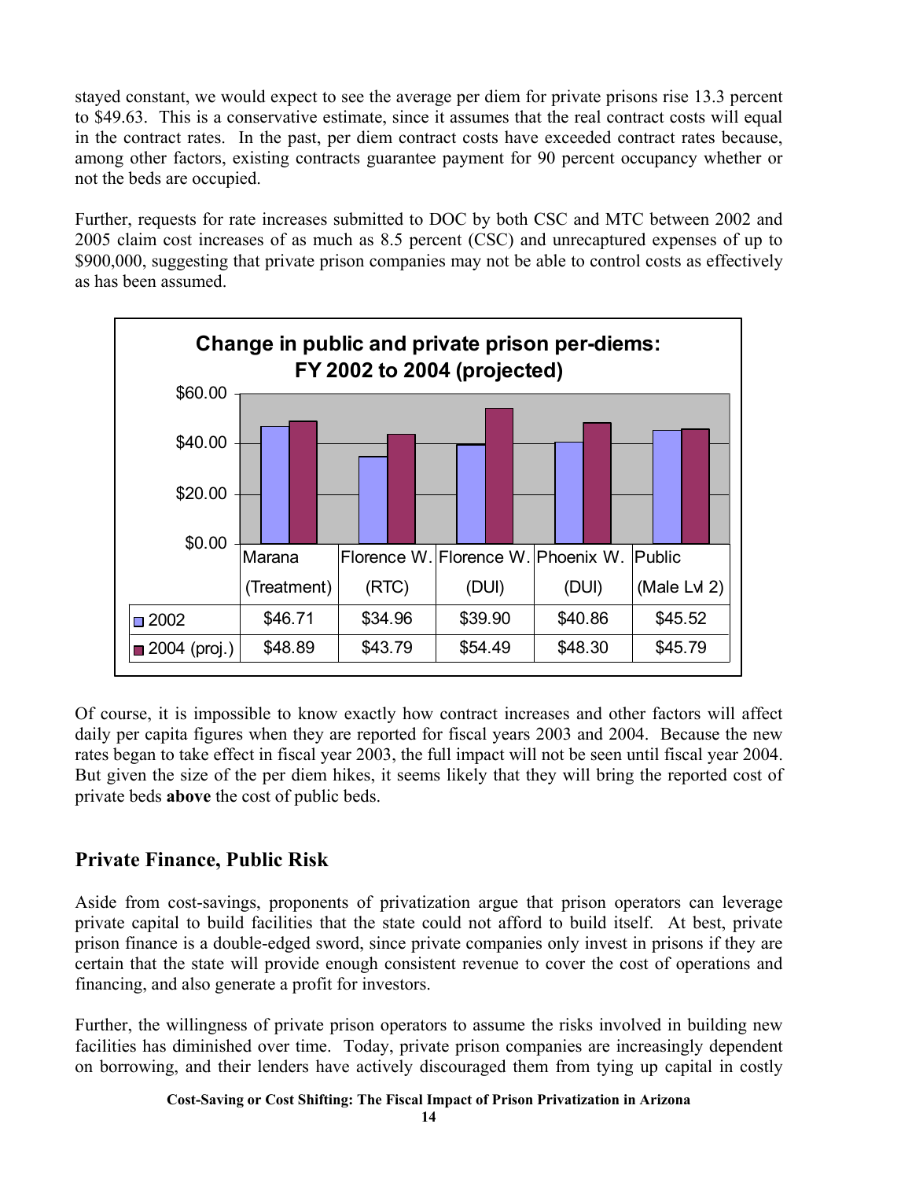stayed constant, we would expect to see the average per diem for private prisons rise 13.3 percent to $49.63. This is a conservative estimate, since it assumes that the real contract costs will equal in the contract rates. In the past, per diem contract costs have exceeded contract rates because, among other factors, existing contracts guarantee payment for 90 percent occupancy whether or not the beds are occupied.

Further, requests for rate increases submitted to DOC by both CSC and MTC between 2002 and 2005 claim cost increases of as much as 8.5 percent (CSC) and unrecaptured expenses of up to $900,000, suggesting that private prison companies may not be able to control costs as effectively as has been assumed.

**Change in public and private prison per-diems: FY 2002 to 2004 (projected)**

| | Marana (Treatment) | Florence W. (RTC) | Florence W. (DUI) | Phoenix W. (DUI) | Public (Male Lvl 2) |
|---|---|---|---|---|---|
| 2002 | $46.71 | $34.96 | $39.90 | $40.86 | $45.52 |
| 2004 (proj.) | $48.89 | $43.79 | $54.49 | $48.30 | $45.79 |

Of course, it is impossible to know exactly how contract increases and other factors will affect daily per capita figures when they are reported for fiscal years 2003 and 2004. Because the new rates began to take effect in fiscal year 2003, the full impact will not be seen until fiscal year 2004. But given the size of the per diem hikes, it seems likely that they will bring the reported cost of private beds **above** the cost of public beds.

## Private Finance, Public Risk

Aside from cost-savings, proponents of privatization argue that prison operators can leverage private capital to build facilities that the state could not afford to build itself. At best, private prison finance is a double-edged sword, since private companies only invest in prisons if they are certain that the state will provide enough consistent revenue to cover the cost of operations and financing, and also generate a profit for investors.

Further, the willingness of private prison operators to assume the risks involved in building new facilities has diminished over time. Today, private prison companies are increasingly dependent on borrowing, and their lenders have actively discouraged them from tying up capital in costly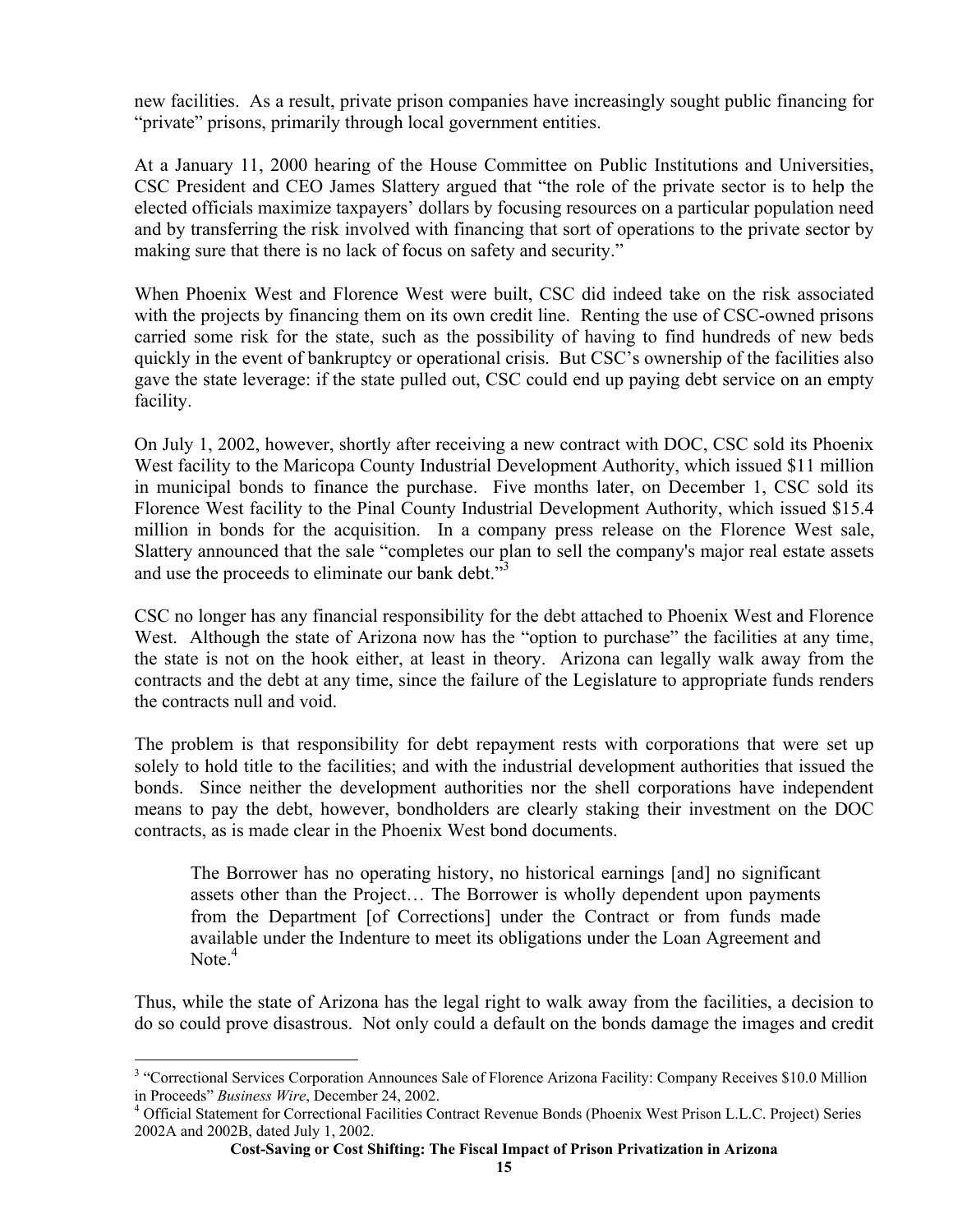new facilities. As a result, private prison companies have increasingly sought public financing for "private" prisons, primarily through local government entities.

At a January 11, 2000 hearing of the House Committee on Public Institutions and Universities, CSC President and CEO James Slattery argued that "the role of the private sector is to help the elected officials maximize taxpayers' dollars by focusing resources on a particular population need and by transferring the risk involved with financing that sort of operations to the private sector by making sure that there is no lack of focus on safety and security."

When Phoenix West and Florence West were built, CSC did indeed take on the risk associated with the projects by financing them on its own credit line. Renting the use of CSC-owned prisons carried some risk for the state, such as the possibility of having to find hundreds of new beds quickly in the event of bankruptcy or operational crisis. But CSC's ownership of the facilities also gave the state leverage: if the state pulled out, CSC could end up paying debt service on an empty facility.

On July 1, 2002, however, shortly after receiving a new contract with DOC, CSC sold its Phoenix West facility to the Maricopa County Industrial Development Authority, which issued $11 million in municipal bonds to finance the purchase. Five months later, on December 1, CSC sold its Florence West facility to the Pinal County Industrial Development Authority, which issued $15.4 million in bonds for the acquisition. In a company press release on the Florence West sale, Slattery announced that the sale "completes our plan to sell the company's major real estate assets and use the proceeds to eliminate our bank debt."[3]

CSC no longer has any financial responsibility for the debt attached to Phoenix West and Florence West. Although the state of Arizona now has the "option to purchase" the facilities at any time, the state is not on the hook either, at least in theory. Arizona can legally walk away from the contracts and the debt at any time, since the failure of the Legislature to appropriate funds renders the contracts null and void.

The problem is that responsibility for debt repayment rests with corporations that were set up solely to hold title to the facilities; and with the industrial development authorities that issued the bonds. Since neither the development authorities nor the shell corporations have independent means to pay the debt, however, bondholders are clearly staking their investment on the DOC contracts, as is made clear in the Phoenix West bond documents.

> The Borrower has no operating history, no historical earnings [and] no significant assets other than the Project… The Borrower is wholly dependent upon payments from the Department [of Corrections] under the Contract or from funds made available under the Indenture to meet its obligations under the Loan Agreement and Note.[4]

Thus, while the state of Arizona has the legal right to walk away from the facilities, a decision to do so could prove disastrous. Not only could a default on the bonds damage the images and credit

---

[3] "Correctional Services Corporation Announces Sale of Florence Arizona Facility: Company Receives $10.0 Million in Proceeds" *Business Wire*, December 24, 2002.

[4] Official Statement for Correctional Facilities Contract Revenue Bonds (Phoenix West Prison L.L.C. Project) Series 2002A and 2002B, dated July 1, 2002.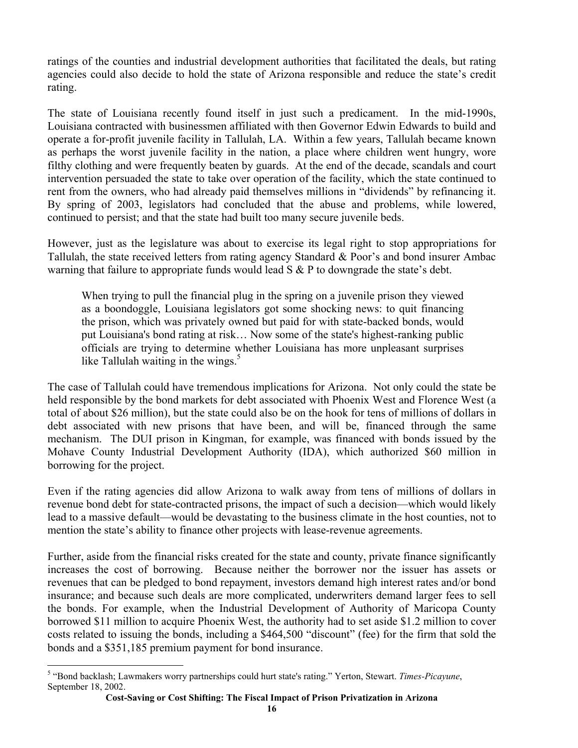ratings of the counties and industrial development authorities that facilitated the deals, but rating agencies could also decide to hold the state of Arizona responsible and reduce the state's credit rating.

The state of Louisiana recently found itself in just such a predicament. In the mid-1990s, Louisiana contracted with businessmen affiliated with then Governor Edwin Edwards to build and operate a for-profit juvenile facility in Tallulah, LA. Within a few years, Tallulah became known as perhaps the worst juvenile facility in the nation, a place where children went hungry, wore filthy clothing and were frequently beaten by guards. At the end of the decade, scandals and court intervention persuaded the state to take over operation of the facility, which the state continued to rent from the owners, who had already paid themselves millions in "dividends" by refinancing it. By spring of 2003, legislators had concluded that the abuse and problems, while lowered, continued to persist; and that the state had built too many secure juvenile beds.

However, just as the legislature was about to exercise its legal right to stop appropriations for Tallulah, the state received letters from rating agency Standard & Poor's and bond insurer Ambac warning that failure to appropriate funds would lead S & P to downgrade the state's debt.

> When trying to pull the financial plug in the spring on a juvenile prison they viewed as a boondoggle, Louisiana legislators got some shocking news: to quit financing the prison, which was privately owned but paid for with state-backed bonds, would put Louisiana's bond rating at risk… Now some of the state's highest-ranking public officials are trying to determine whether Louisiana has more unpleasant surprises like Tallulah waiting in the wings.[5]

The case of Tallulah could have tremendous implications for Arizona. Not only could the state be held responsible by the bond markets for debt associated with Phoenix West and Florence West (a total of about $26 million), but the state could also be on the hook for tens of millions of dollars in debt associated with new prisons that have been, and will be, financed through the same mechanism. The DUI prison in Kingman, for example, was financed with bonds issued by the Mohave County Industrial Development Authority (IDA), which authorized $60 million in borrowing for the project.

Even if the rating agencies did allow Arizona to walk away from tens of millions of dollars in revenue bond debt for state-contracted prisons, the impact of such a decision—which would likely lead to a massive default—would be devastating to the business climate in the host counties, not to mention the state's ability to finance other projects with lease-revenue agreements.

Further, aside from the financial risks created for the state and county, private finance significantly increases the cost of borrowing. Because neither the borrower nor the issuer has assets or revenues that can be pledged to bond repayment, investors demand high interest rates and/or bond insurance; and because such deals are more complicated, underwriters demand larger fees to sell the bonds. For example, when the Industrial Development of Authority of Maricopa County borrowed $11 million to acquire Phoenix West, the authority had to set aside $1.2 million to cover costs related to issuing the bonds, including a $464,500 "discount" (fee) for the firm that sold the bonds and a $351,185 premium payment for bond insurance.

---

[5] "Bond backlash; Lawmakers worry partnerships could hurt state's rating." Yerton, Stewart. *Times-Picayune*, September 18, 2002.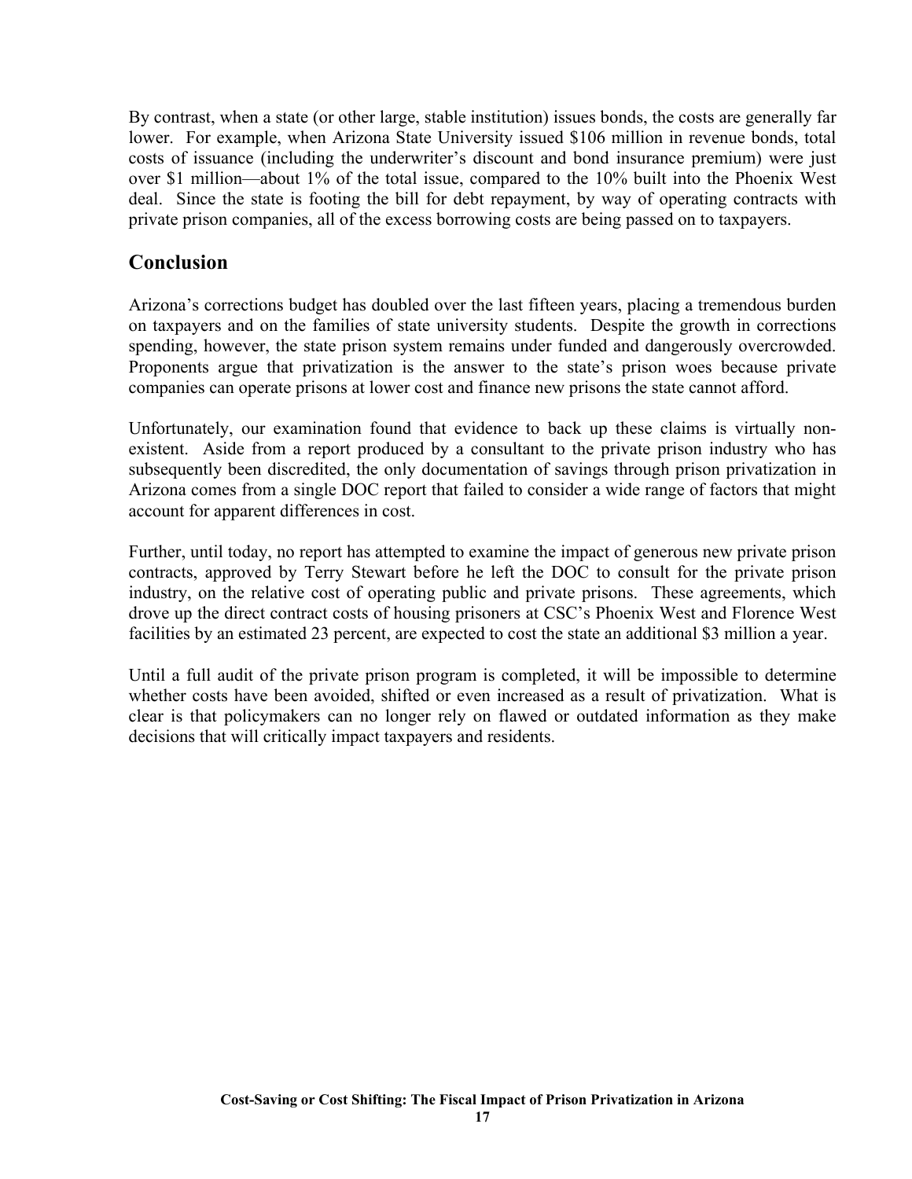By contrast, when a state (or other large, stable institution) issues bonds, the costs are generally far lower. For example, when Arizona State University issued $106 million in revenue bonds, total costs of issuance (including the underwriter's discount and bond insurance premium) were just over $1 million—about 1% of the total issue, compared to the 10% built into the Phoenix West deal. Since the state is footing the bill for debt repayment, by way of operating contracts with private prison companies, all of the excess borrowing costs are being passed on to taxpayers.

## Conclusion

Arizona's corrections budget has doubled over the last fifteen years, placing a tremendous burden on taxpayers and on the families of state university students. Despite the growth in corrections spending, however, the state prison system remains under funded and dangerously overcrowded. Proponents argue that privatization is the answer to the state's prison woes because private companies can operate prisons at lower cost and finance new prisons the state cannot afford.

Unfortunately, our examination found that evidence to back up these claims is virtually non-existent. Aside from a report produced by a consultant to the private prison industry who has subsequently been discredited, the only documentation of savings through prison privatization in Arizona comes from a single DOC report that failed to consider a wide range of factors that might account for apparent differences in cost.

Further, until today, no report has attempted to examine the impact of generous new private prison contracts, approved by Terry Stewart before he left the DOC to consult for the private prison industry, on the relative cost of operating public and private prisons. These agreements, which drove up the direct contract costs of housing prisoners at CSC's Phoenix West and Florence West facilities by an estimated 23 percent, are expected to cost the state an additional $3 million a year.

Until a full audit of the private prison program is completed, it will be impossible to determine whether costs have been avoided, shifted or even increased as a result of privatization. What is clear is that policymakers can no longer rely on flawed or outdated information as they make decisions that will critically impact taxpayers and residents.